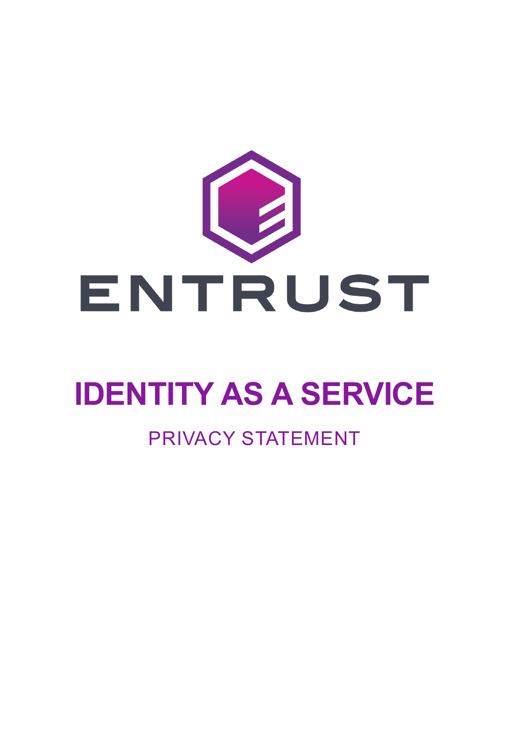ENTRUST

# IDENTITY AS A SERVICE

## PRIVACY STATEMENT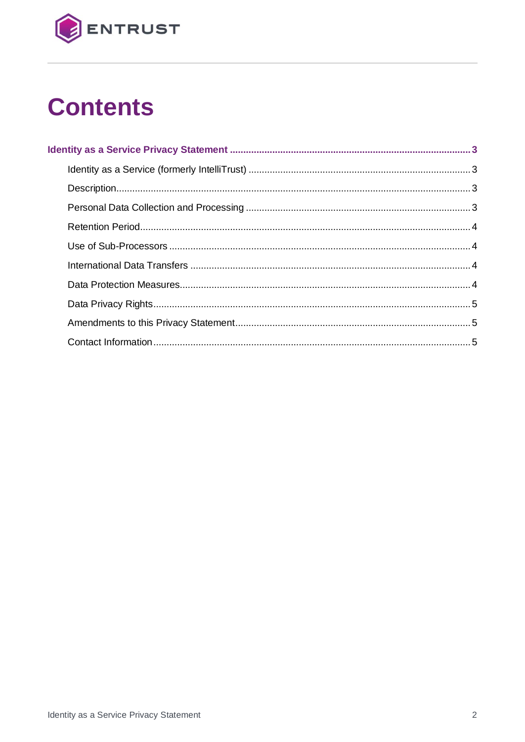# Contents

**Identity as a Service Privacy Statement** .......... 3

- Identity as a Service (formerly IntelliTrust) .......... 3
- Description .......... 3
- Personal Data Collection and Processing .......... 3
- Retention Period .......... 4
- Use of Sub-Processors .......... 4
- International Data Transfers .......... 4
- Data Protection Measures .......... 4
- Data Privacy Rights .......... 5
- Amendments to this Privacy Statement .......... 5
- Contact Information .......... 5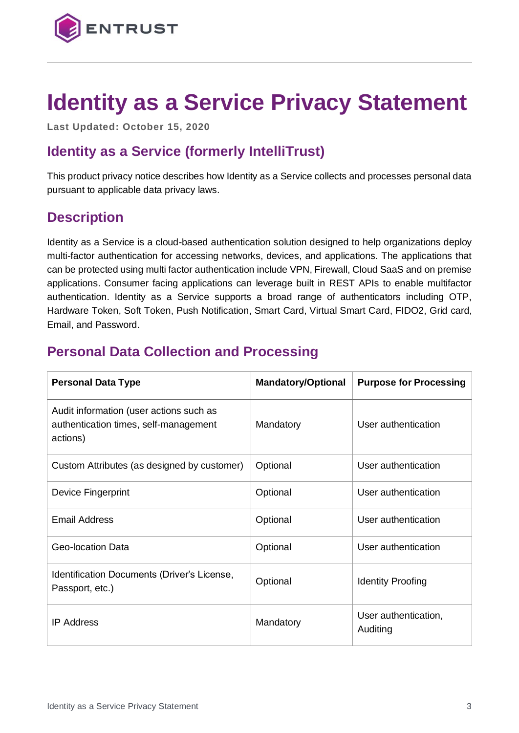# Identity as a Service Privacy Statement

**Last Updated: October 15, 2020**

## Identity as a Service (formerly IntelliTrust)

This product privacy notice describes how Identity as a Service collects and processes personal data pursuant to applicable data privacy laws.

## Description

Identity as a Service is a cloud-based authentication solution designed to help organizations deploy multi-factor authentication for accessing networks, devices, and applications. The applications that can be protected using multi factor authentication include VPN, Firewall, Cloud SaaS and on premise applications. Consumer facing applications can leverage built in REST APIs to enable multifactor authentication. Identity as a Service supports a broad range of authenticators including OTP, Hardware Token, Soft Token, Push Notification, Smart Card, Virtual Smart Card, FIDO2, Grid card, Email, and Password.

## Personal Data Collection and Processing

| Personal Data Type | Mandatory/Optional | Purpose for Processing |
|---|---|---|
| Audit information (user actions such as authentication times, self-management actions) | Mandatory | User authentication |
| Custom Attributes (as designed by customer) | Optional | User authentication |
| Device Fingerprint | Optional | User authentication |
| Email Address | Optional | User authentication |
| Geo-location Data | Optional | User authentication |
| Identification Documents (Driver's License, Passport, etc.) | Optional | Identity Proofing |
| IP Address | Mandatory | User authentication, Auditing |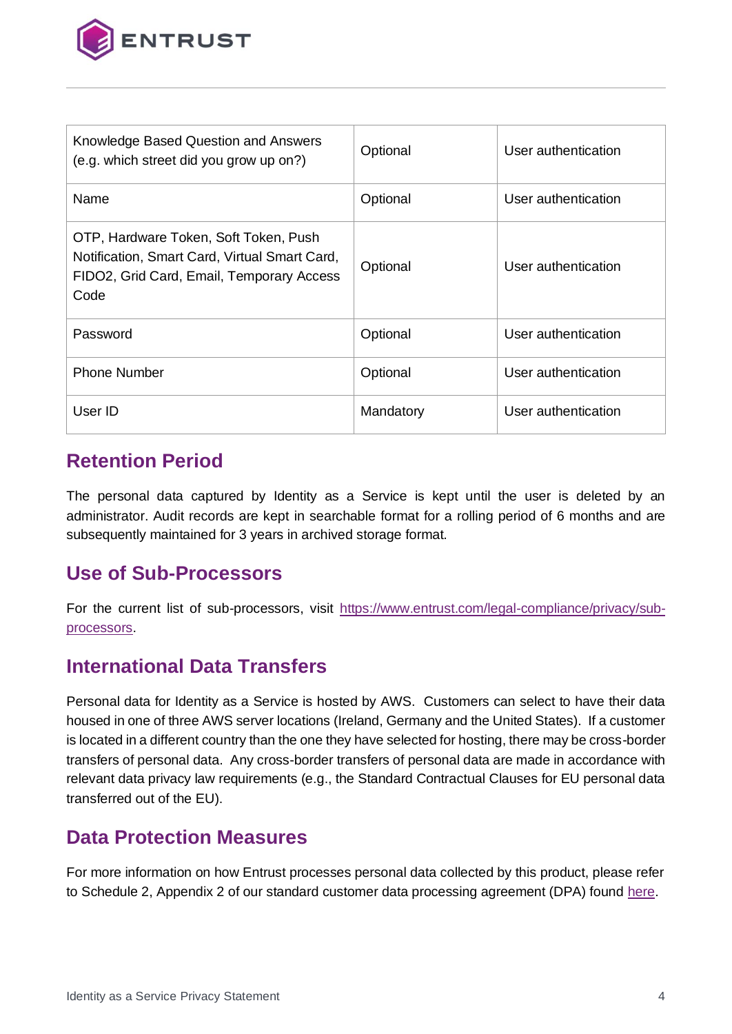| Knowledge Based Question and Answers (e.g. which street did you grow up on?) | Optional | User authentication |
| --- | --- | --- |
| Name | Optional | User authentication |
| OTP, Hardware Token, Soft Token, Push Notification, Smart Card, Virtual Smart Card, FIDO2, Grid Card, Email, Temporary Access Code | Optional | User authentication |
| Password | Optional | User authentication |
| Phone Number | Optional | User authentication |
| User ID | Mandatory | User authentication |

## Retention Period

The personal data captured by Identity as a Service is kept until the user is deleted by an administrator. Audit records are kept in searchable format for a rolling period of 6 months and are subsequently maintained for 3 years in archived storage format.

## Use of Sub-Processors

For the current list of sub-processors, visit [https://www.entrust.com/legal-compliance/privacy/sub-processors](https://www.entrust.com/legal-compliance/privacy/sub-processors).

## International Data Transfers

Personal data for Identity as a Service is hosted by AWS. Customers can select to have their data housed in one of three AWS server locations (Ireland, Germany and the United States). If a customer is located in a different country than the one they have selected for hosting, there may be cross-border transfers of personal data. Any cross-border transfers of personal data are made in accordance with relevant data privacy law requirements (e.g., the Standard Contractual Clauses for EU personal data transferred out of the EU).

## Data Protection Measures

For more information on how Entrust processes personal data collected by this product, please refer to Schedule 2, Appendix 2 of our standard customer data processing agreement (DPA) found here.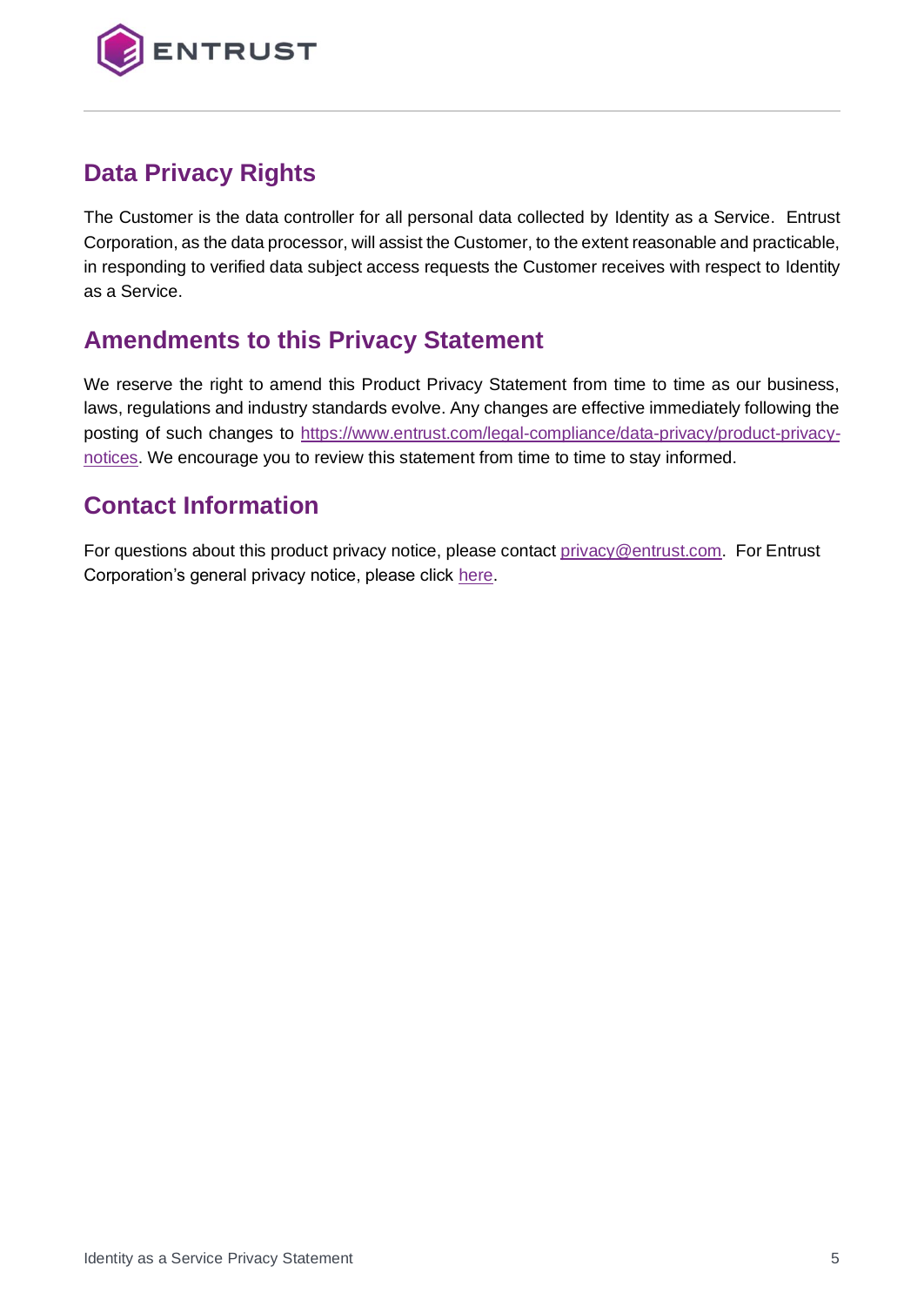## Data Privacy Rights

The Customer is the data controller for all personal data collected by Identity as a Service. Entrust Corporation, as the data processor, will assist the Customer, to the extent reasonable and practicable, in responding to verified data subject access requests the Customer receives with respect to Identity as a Service.

## Amendments to this Privacy Statement

We reserve the right to amend this Product Privacy Statement from time to time as our business, laws, regulations and industry standards evolve. Any changes are effective immediately following the posting of such changes to https://www.entrust.com/legal-compliance/data-privacy/product-privacy-notices. We encourage you to review this statement from time to time to stay informed.

## Contact Information

For questions about this product privacy notice, please contact privacy@entrust.com. For Entrust Corporation's general privacy notice, please click here.